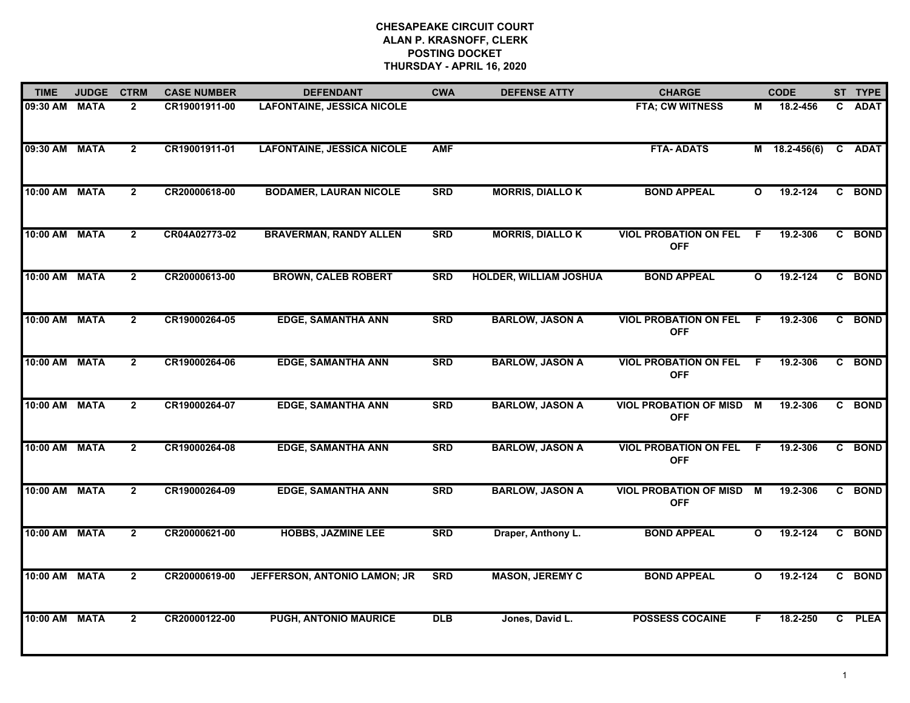**CHESAPEAKE CIRCUIT COURT**
**ALAN P. KRASNOFF, CLERK**
**POSTING DOCKET**
**THURSDAY - APRIL 16, 2020**

| TIME | JUDGE | CTRM | CASE NUMBER | DEFENDANT | CWA | DEFENSE ATTY | CHARGE | | CODE | ST | TYPE |
|---|---|---|---|---|---|---|---|---|---|---|---|
| 09:30 AM | MATA | 2 | CR19001911-00 | LAFONTAINE, JESSICA NICOLE | | | FTA; CW WITNESS | M | 18.2-456 | C | ADAT |
| 09:30 AM | MATA | 2 | CR19001911-01 | LAFONTAINE, JESSICA NICOLE | AMF | | FTA- ADATS | M | 18.2-456(6) | C | ADAT |
| 10:00 AM | MATA | 2 | CR20000618-00 | BODAMER, LAURAN NICOLE | SRD | MORRIS, DIALLO K | BOND APPEAL | O | 19.2-124 | C | BOND |
| 10:00 AM | MATA | 2 | CR04A02773-02 | BRAVERMAN, RANDY ALLEN | SRD | MORRIS, DIALLO K | VIOL PROBATION ON FEL OFF | F | 19.2-306 | C | BOND |
| 10:00 AM | MATA | 2 | CR20000613-00 | BROWN, CALEB ROBERT | SRD | HOLDER, WILLIAM JOSHUA | BOND APPEAL | O | 19.2-124 | C | BOND |
| 10:00 AM | MATA | 2 | CR19000264-05 | EDGE, SAMANTHA ANN | SRD | BARLOW, JASON A | VIOL PROBATION ON FEL OFF | F | 19.2-306 | C | BOND |
| 10:00 AM | MATA | 2 | CR19000264-06 | EDGE, SAMANTHA ANN | SRD | BARLOW, JASON A | VIOL PROBATION ON FEL OFF | F | 19.2-306 | C | BOND |
| 10:00 AM | MATA | 2 | CR19000264-07 | EDGE, SAMANTHA ANN | SRD | BARLOW, JASON A | VIOL PROBATION OF MISD OFF | M | 19.2-306 | C | BOND |
| 10:00 AM | MATA | 2 | CR19000264-08 | EDGE, SAMANTHA ANN | SRD | BARLOW, JASON A | VIOL PROBATION ON FEL OFF | F | 19.2-306 | C | BOND |
| 10:00 AM | MATA | 2 | CR19000264-09 | EDGE, SAMANTHA ANN | SRD | BARLOW, JASON A | VIOL PROBATION OF MISD OFF | M | 19.2-306 | C | BOND |
| 10:00 AM | MATA | 2 | CR20000621-00 | HOBBS, JAZMINE LEE | SRD | Draper, Anthony L. | BOND APPEAL | O | 19.2-124 | C | BOND |
| 10:00 AM | MATA | 2 | CR20000619-00 | JEFFERSON, ANTONIO LAMON; JR | SRD | MASON, JEREMY C | BOND APPEAL | O | 19.2-124 | C | BOND |
| 10:00 AM | MATA | 2 | CR20000122-00 | PUGH, ANTONIO MAURICE | DLB | Jones, David L. | POSSESS COCAINE | F | 18.2-250 | C | PLEA |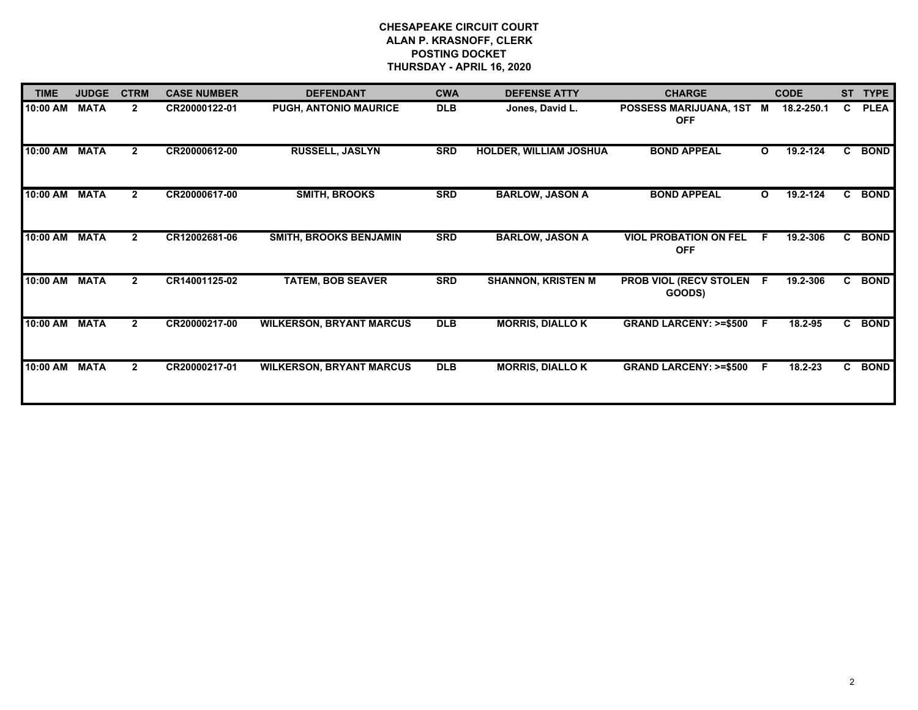**CHESAPEAKE CIRCUIT COURT**
**ALAN P. KRASNOFF, CLERK**
**POSTING DOCKET**
**THURSDAY - APRIL 16, 2020**

| TIME | JUDGE | CTRM | CASE NUMBER | DEFENDANT | CWA | DEFENSE ATTY | CHARGE | | CODE | ST | TYPE |
|---|---|---|---|---|---|---|---|---|---|---|---|
| 10:00 AM | MATA | 2 | CR20000122-01 | PUGH, ANTONIO MAURICE | DLB | Jones, David L. | POSSESS MARIJUANA, 1ST OFF | M | 18.2-250.1 | C | PLEA |
| 10:00 AM | MATA | 2 | CR20000612-00 | RUSSELL, JASLYN | SRD | HOLDER, WILLIAM JOSHUA | BOND APPEAL | O | 19.2-124 | C | BOND |
| 10:00 AM | MATA | 2 | CR20000617-00 | SMITH, BROOKS | SRD | BARLOW, JASON A | BOND APPEAL | O | 19.2-124 | C | BOND |
| 10:00 AM | MATA | 2 | CR12002681-06 | SMITH, BROOKS BENJAMIN | SRD | BARLOW, JASON A | VIOL PROBATION ON FEL OFF | F | 19.2-306 | C | BOND |
| 10:00 AM | MATA | 2 | CR14001125-02 | TATEM, BOB SEAVER | SRD | SHANNON, KRISTEN M | PROB VIOL (RECV STOLEN GOODS) | F | 19.2-306 | C | BOND |
| 10:00 AM | MATA | 2 | CR20000217-00 | WILKERSON, BRYANT MARCUS | DLB | MORRIS, DIALLO K | GRAND LARCENY: >=$500 | F | 18.2-95 | C | BOND |
| 10:00 AM | MATA | 2 | CR20000217-01 | WILKERSON, BRYANT MARCUS | DLB | MORRIS, DIALLO K | GRAND LARCENY: >=$500 | F | 18.2-23 | C | BOND |